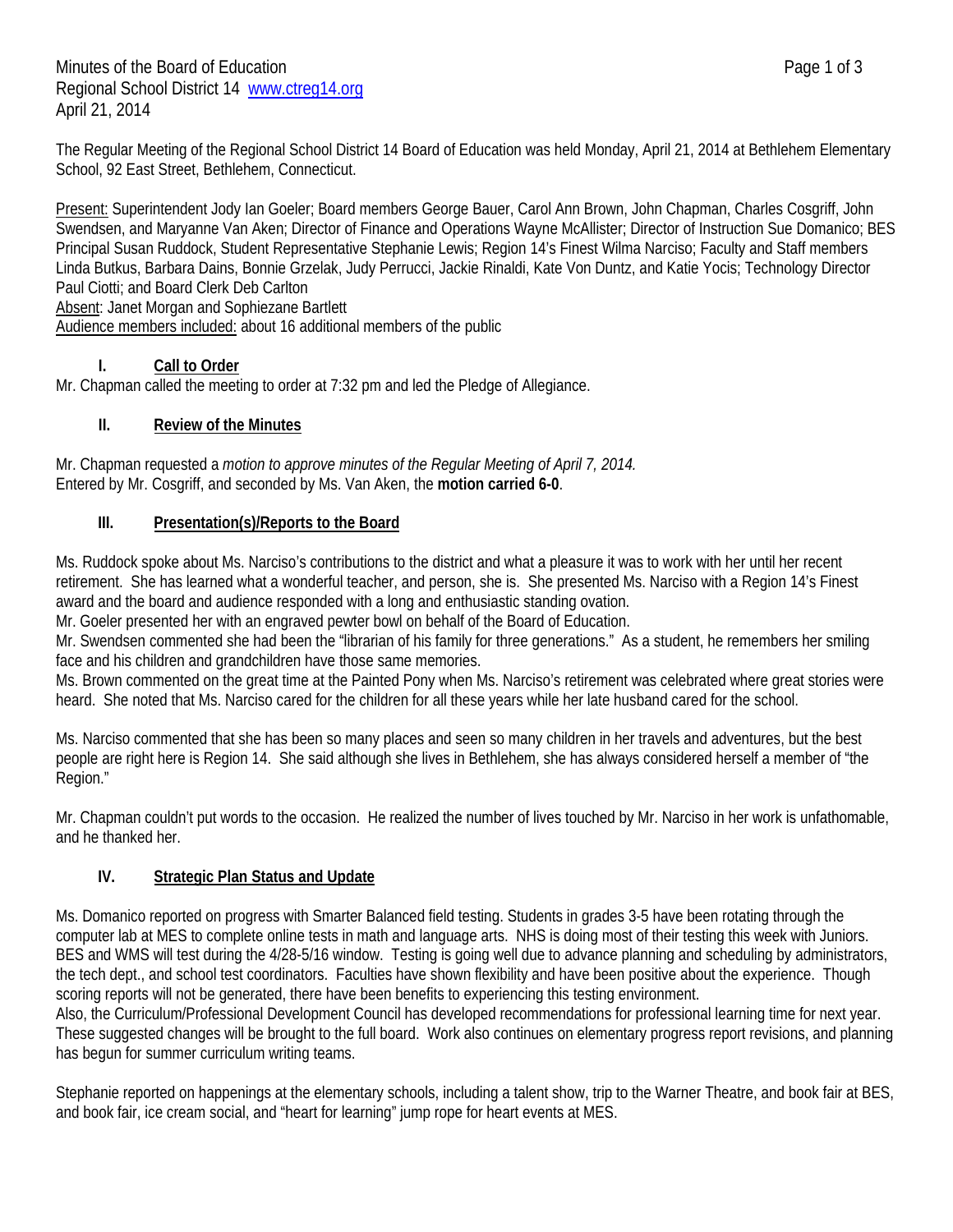Minutes of the Board of Education
Regional School District 14 www.ctreg14.org
April 21, 2014

The Regular Meeting of the Regional School District 14 Board of Education was held Monday, April 21, 2014 at Bethlehem Elementary School, 92 East Street, Bethlehem, Connecticut.

Present: Superintendent Jody Ian Goeler; Board members George Bauer, Carol Ann Brown, John Chapman, Charles Cosgriff, John Swendsen, and Maryanne Van Aken; Director of Finance and Operations Wayne McAllister; Director of Instruction Sue Domanico; BES Principal Susan Ruddock, Student Representative Stephanie Lewis; Region 14's Finest Wilma Narciso; Faculty and Staff members Linda Butkus, Barbara Dains, Bonnie Grzelak, Judy Perrucci, Jackie Rinaldi, Kate Von Duntz, and Katie Yocis; Technology Director Paul Ciotti; and Board Clerk Deb Carlton
Absent: Janet Morgan and Sophiezane Bartlett
Audience members included: about 16 additional members of the public

## I. Call to Order

Mr. Chapman called the meeting to order at 7:32 pm and led the Pledge of Allegiance.

## II. Review of the Minutes

Mr. Chapman requested a *motion to approve minutes of the Regular Meeting of April 7, 2014.*
Entered by Mr. Cosgriff, and seconded by Ms. Van Aken, the **motion carried 6-0**.

## III. Presentation(s)/Reports to the Board

Ms. Ruddock spoke about Ms. Narciso's contributions to the district and what a pleasure it was to work with her until her recent retirement. She has learned what a wonderful teacher, and person, she is. She presented Ms. Narciso with a Region 14's Finest award and the board and audience responded with a long and enthusiastic standing ovation.
Mr. Goeler presented her with an engraved pewter bowl on behalf of the Board of Education.
Mr. Swendsen commented she had been the "librarian of his family for three generations." As a student, he remembers her smiling face and his children and grandchildren have those same memories.
Ms. Brown commented on the great time at the Painted Pony when Ms. Narciso's retirement was celebrated where great stories were heard. She noted that Ms. Narciso cared for the children for all these years while her late husband cared for the school.

Ms. Narciso commented that she has been so many places and seen so many children in her travels and adventures, but the best people are right here is Region 14. She said although she lives in Bethlehem, she has always considered herself a member of "the Region."

Mr. Chapman couldn't put words to the occasion. He realized the number of lives touched by Mr. Narciso in her work is unfathomable, and he thanked her.

## IV. Strategic Plan Status and Update

Ms. Domanico reported on progress with Smarter Balanced field testing. Students in grades 3-5 have been rotating through the computer lab at MES to complete online tests in math and language arts. NHS is doing most of their testing this week with Juniors. BES and WMS will test during the 4/28-5/16 window. Testing is going well due to advance planning and scheduling by administrators, the tech dept., and school test coordinators. Faculties have shown flexibility and have been positive about the experience. Though scoring reports will not be generated, there have been benefits to experiencing this testing environment.
Also, the Curriculum/Professional Development Council has developed recommendations for professional learning time for next year. These suggested changes will be brought to the full board. Work also continues on elementary progress report revisions, and planning has begun for summer curriculum writing teams.

Stephanie reported on happenings at the elementary schools, including a talent show, trip to the Warner Theatre, and book fair at BES, and book fair, ice cream social, and "heart for learning" jump rope for heart events at MES.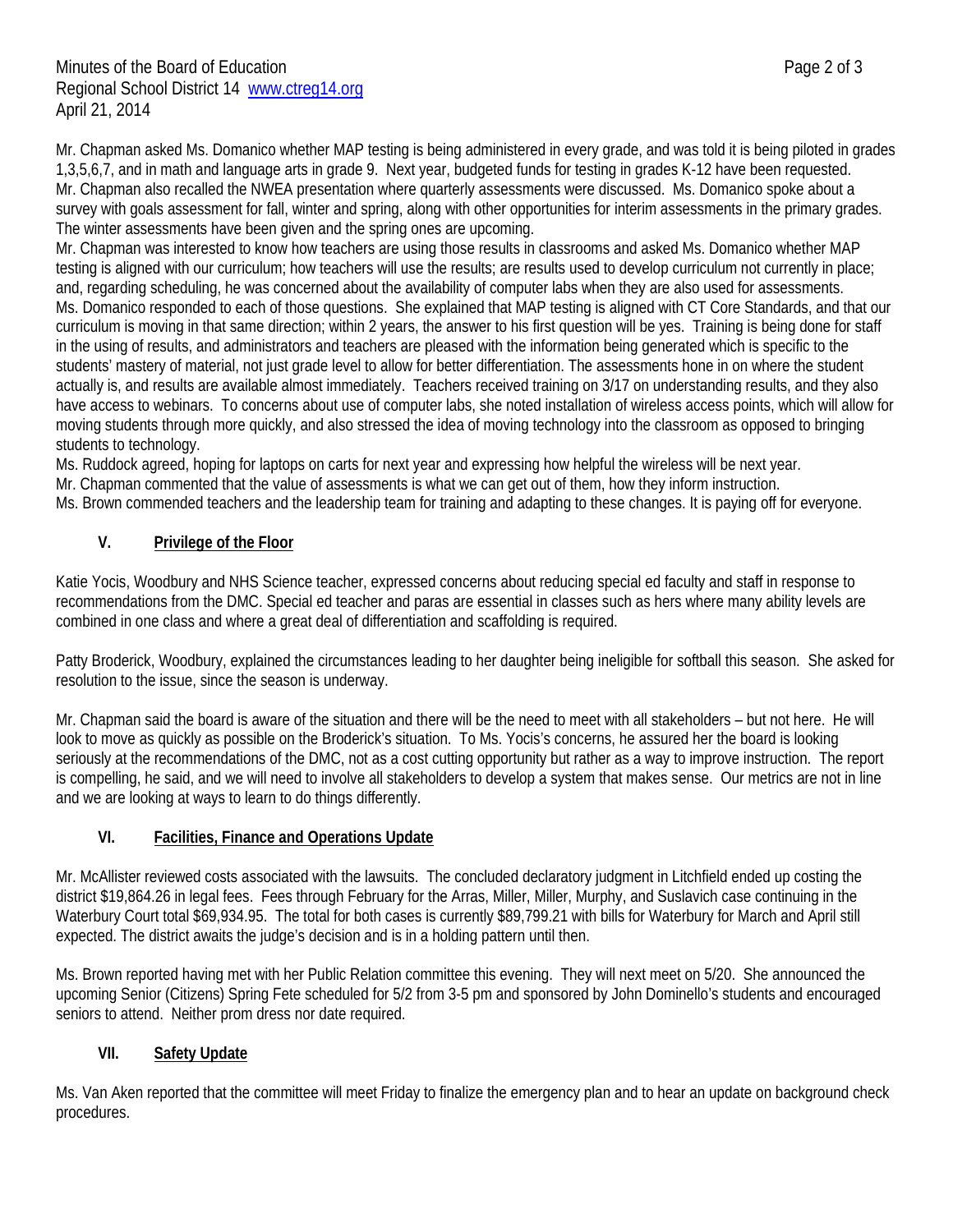Mr. Chapman asked Ms. Domanico whether MAP testing is being administered in every grade, and was told it is being piloted in grades 1,3,5,6,7, and in math and language arts in grade 9. Next year, budgeted funds for testing in grades K-12 have been requested. Mr. Chapman also recalled the NWEA presentation where quarterly assessments were discussed. Ms. Domanico spoke about a survey with goals assessment for fall, winter and spring, along with other opportunities for interim assessments in the primary grades. The winter assessments have been given and the spring ones are upcoming.

Mr. Chapman was interested to know how teachers are using those results in classrooms and asked Ms. Domanico whether MAP testing is aligned with our curriculum; how teachers will use the results; are results used to develop curriculum not currently in place; and, regarding scheduling, he was concerned about the availability of computer labs when they are also used for assessments.

Ms. Domanico responded to each of those questions. She explained that MAP testing is aligned with CT Core Standards, and that our curriculum is moving in that same direction; within 2 years, the answer to his first question will be yes. Training is being done for staff in the using of results, and administrators and teachers are pleased with the information being generated which is specific to the students' mastery of material, not just grade level to allow for better differentiation. The assessments hone in on where the student actually is, and results are available almost immediately. Teachers received training on 3/17 on understanding results, and they also have access to webinars. To concerns about use of computer labs, she noted installation of wireless access points, which will allow for moving students through more quickly, and also stressed the idea of moving technology into the classroom as opposed to bringing students to technology.

Ms. Ruddock agreed, hoping for laptops on carts for next year and expressing how helpful the wireless will be next year.

Mr. Chapman commented that the value of assessments is what we can get out of them, how they inform instruction.

Ms. Brown commended teachers and the leadership team for training and adapting to these changes. It is paying off for everyone.

## V. Privilege of the Floor

Katie Yocis, Woodbury and NHS Science teacher, expressed concerns about reducing special ed faculty and staff in response to recommendations from the DMC. Special ed teacher and paras are essential in classes such as hers where many ability levels are combined in one class and where a great deal of differentiation and scaffolding is required.

Patty Broderick, Woodbury, explained the circumstances leading to her daughter being ineligible for softball this season. She asked for resolution to the issue, since the season is underway.

Mr. Chapman said the board is aware of the situation and there will be the need to meet with all stakeholders – but not here. He will look to move as quickly as possible on the Broderick's situation. To Ms. Yocis's concerns, he assured her the board is looking seriously at the recommendations of the DMC, not as a cost cutting opportunity but rather as a way to improve instruction. The report is compelling, he said, and we will need to involve all stakeholders to develop a system that makes sense. Our metrics are not in line and we are looking at ways to learn to do things differently.

## VI. Facilities, Finance and Operations Update

Mr. McAllister reviewed costs associated with the lawsuits. The concluded declaratory judgment in Litchfield ended up costing the district $19,864.26 in legal fees. Fees through February for the Arras, Miller, Miller, Murphy, and Suslavich case continuing in the Waterbury Court total $69,934.95. The total for both cases is currently $89,799.21 with bills for Waterbury for March and April still expected. The district awaits the judge's decision and is in a holding pattern until then.

Ms. Brown reported having met with her Public Relation committee this evening. They will next meet on 5/20. She announced the upcoming Senior (Citizens) Spring Fete scheduled for 5/2 from 3-5 pm and sponsored by John Dominello's students and encouraged seniors to attend. Neither prom dress nor date required.

## VII. Safety Update

Ms. Van Aken reported that the committee will meet Friday to finalize the emergency plan and to hear an update on background check procedures.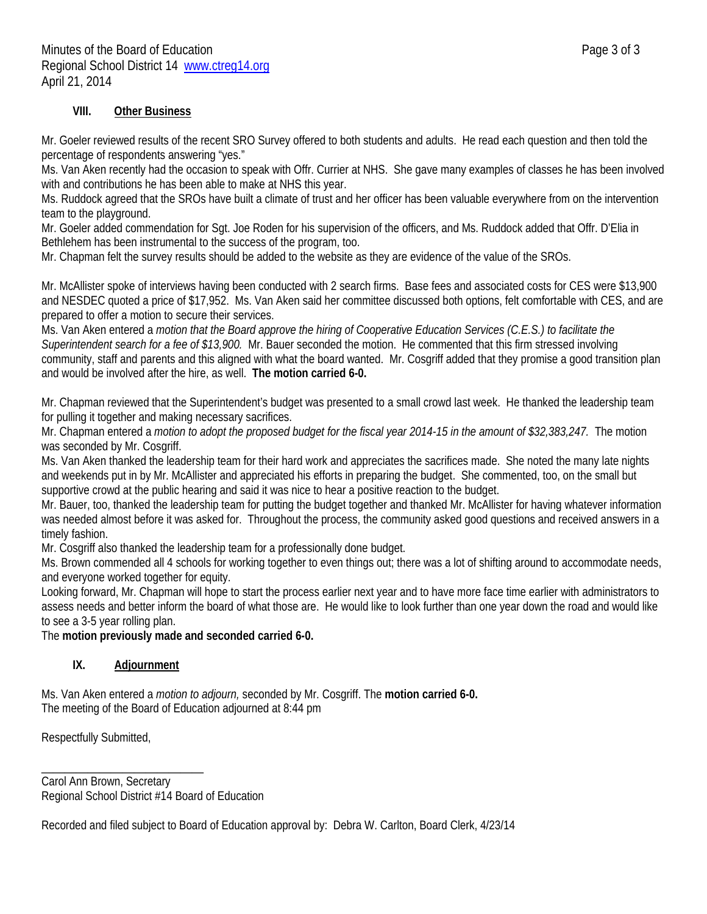Minutes of the Board of Education
Regional School District 14 www.ctreg14.org
April 21, 2014

## VIII. Other Business

Mr. Goeler reviewed results of the recent SRO Survey offered to both students and adults. He read each question and then told the percentage of respondents answering "yes."
Ms. Van Aken recently had the occasion to speak with Offr. Currier at NHS. She gave many examples of classes he has been involved with and contributions he has been able to make at NHS this year.
Ms. Ruddock agreed that the SROs have built a climate of trust and her officer has been valuable everywhere from on the intervention team to the playground.
Mr. Goeler added commendation for Sgt. Joe Roden for his supervision of the officers, and Ms. Ruddock added that Offr. D'Elia in Bethlehem has been instrumental to the success of the program, too.
Mr. Chapman felt the survey results should be added to the website as they are evidence of the value of the SROs.

Mr. McAllister spoke of interviews having been conducted with 2 search firms. Base fees and associated costs for CES were $13,900 and NESDEC quoted a price of $17,952. Ms. Van Aken said her committee discussed both options, felt comfortable with CES, and are prepared to offer a motion to secure their services.
Ms. Van Aken entered a *motion that the Board approve the hiring of Cooperative Education Services (C.E.S.) to facilitate the Superintendent search for a fee of $13,900.* Mr. Bauer seconded the motion. He commented that this firm stressed involving community, staff and parents and this aligned with what the board wanted. Mr. Cosgriff added that they promise a good transition plan and would be involved after the hire, as well. **The motion carried 6-0.**

Mr. Chapman reviewed that the Superintendent's budget was presented to a small crowd last week. He thanked the leadership team for pulling it together and making necessary sacrifices.
Mr. Chapman entered a *motion to adopt the proposed budget for the fiscal year 2014-15 in the amount of $32,383,247.* The motion was seconded by Mr. Cosgriff.
Ms. Van Aken thanked the leadership team for their hard work and appreciates the sacrifices made. She noted the many late nights and weekends put in by Mr. McAllister and appreciated his efforts in preparing the budget. She commented, too, on the small but supportive crowd at the public hearing and said it was nice to hear a positive reaction to the budget.
Mr. Bauer, too, thanked the leadership team for putting the budget together and thanked Mr. McAllister for having whatever information was needed almost before it was asked for. Throughout the process, the community asked good questions and received answers in a timely fashion.
Mr. Cosgriff also thanked the leadership team for a professionally done budget.
Ms. Brown commended all 4 schools for working together to even things out; there was a lot of shifting around to accommodate needs, and everyone worked together for equity.
Looking forward, Mr. Chapman will hope to start the process earlier next year and to have more face time earlier with administrators to assess needs and better inform the board of what those are. He would like to look further than one year down the road and would like to see a 3-5 year rolling plan.
The **motion previously made and seconded carried 6-0.**

## IX. Adjournment

Ms. Van Aken entered a *motion to adjourn,* seconded by Mr. Cosgriff. The **motion carried 6-0.**
The meeting of the Board of Education adjourned at 8:44 pm

Respectfully Submitted,

\_\_\_\_\_\_\_\_\_\_\_\_\_\_\_\_\_\_\_\_\_\_\_\_\_\_\_\_
Carol Ann Brown, Secretary
Regional School District #14 Board of Education

Recorded and filed subject to Board of Education approval by: Debra W. Carlton, Board Clerk, 4/23/14